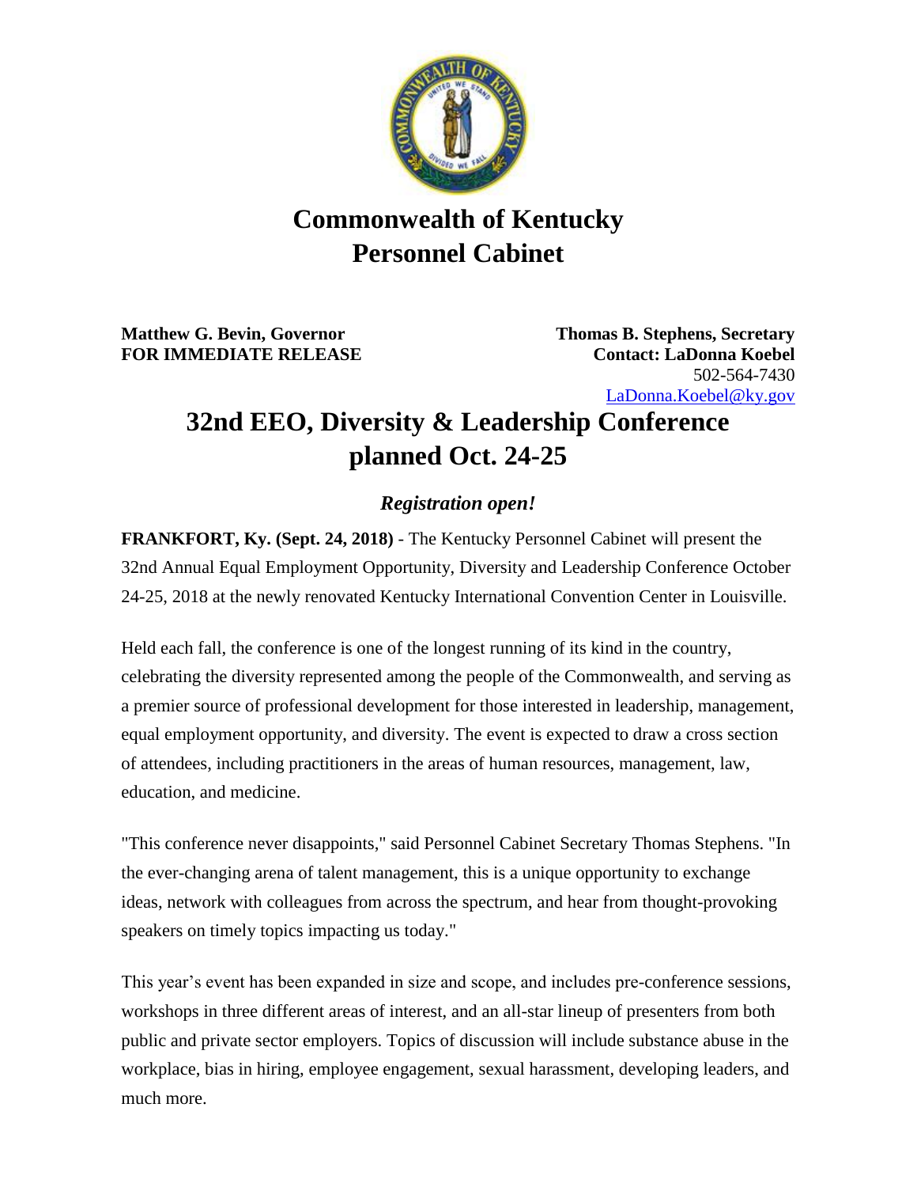# Commonwealth of Kentucky
# Personnel Cabinet

**Matthew G. Bevin, Governor**
**FOR IMMEDIATE RELEASE**

**Thomas B. Stephens, Secretary**
**Contact: LaDonna Koebel**
502-564-7430
LaDonna.Koebel@ky.gov

## 32nd EEO, Diversity & Leadership Conference planned Oct. 24-25

***Registration open!***

**FRANKFORT, Ky. (Sept. 24, 2018)** - The Kentucky Personnel Cabinet will present the 32nd Annual Equal Employment Opportunity, Diversity and Leadership Conference October 24-25, 2018 at the newly renovated Kentucky International Convention Center in Louisville.

Held each fall, the conference is one of the longest running of its kind in the country, celebrating the diversity represented among the people of the Commonwealth, and serving as a premier source of professional development for those interested in leadership, management, equal employment opportunity, and diversity. The event is expected to draw a cross section of attendees, including practitioners in the areas of human resources, management, law, education, and medicine.

"This conference never disappoints," said Personnel Cabinet Secretary Thomas Stephens. "In the ever-changing arena of talent management, this is a unique opportunity to exchange ideas, network with colleagues from across the spectrum, and hear from thought-provoking speakers on timely topics impacting us today."

This year's event has been expanded in size and scope, and includes pre-conference sessions, workshops in three different areas of interest, and an all-star lineup of presenters from both public and private sector employers. Topics of discussion will include substance abuse in the workplace, bias in hiring, employee engagement, sexual harassment, developing leaders, and much more.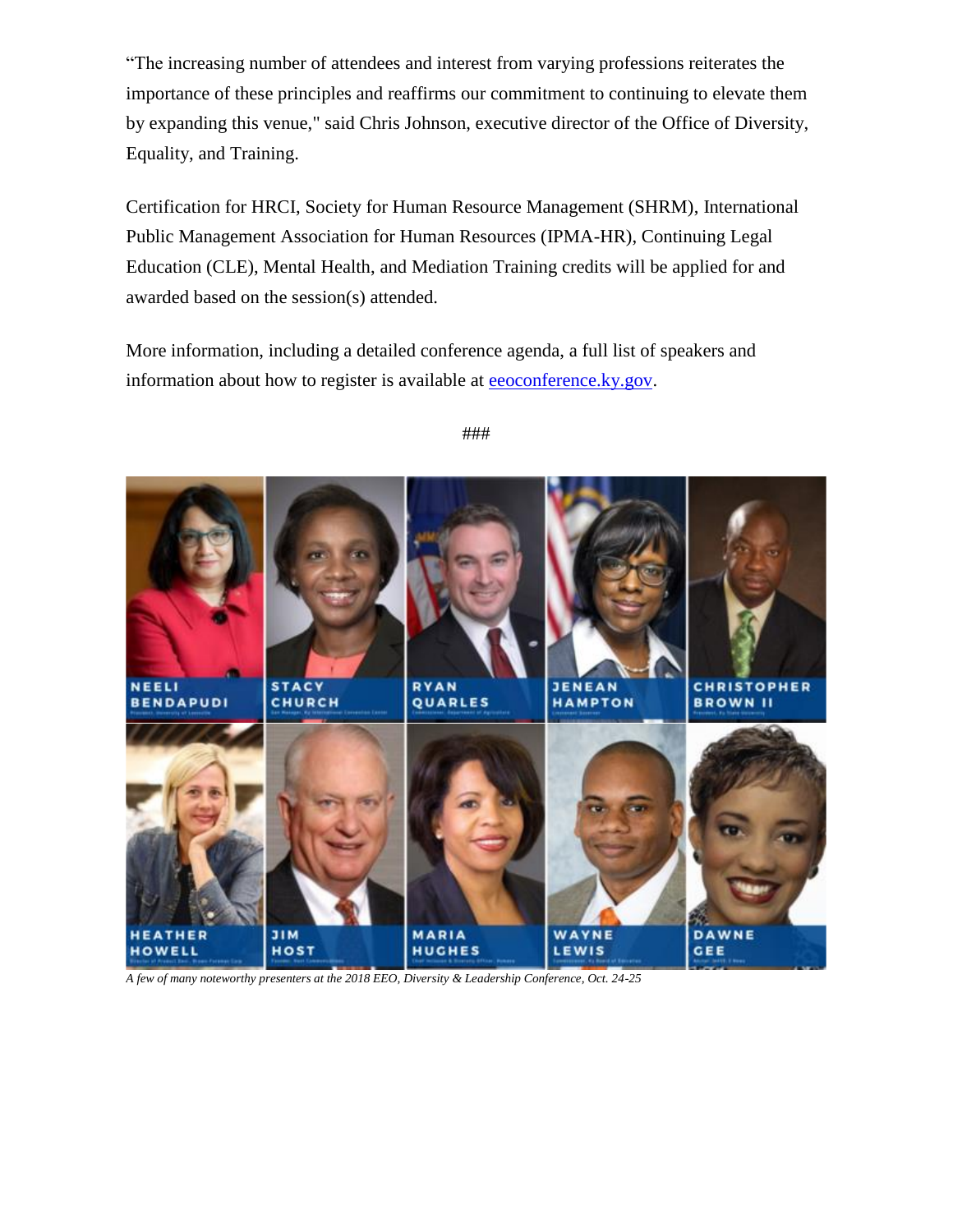"The increasing number of attendees and interest from varying professions reiterates the importance of these principles and reaffirms our commitment to continuing to elevate them by expanding this venue," said Chris Johnson, executive director of the Office of Diversity, Equality, and Training.

Certification for HRCI, Society for Human Resource Management (SHRM), International Public Management Association for Human Resources (IPMA-HR), Continuing Legal Education (CLE), Mental Health, and Mediation Training credits will be applied for and awarded based on the session(s) attended.

More information, including a detailed conference agenda, a full list of speakers and information about how to register is available at [eeoconference.ky.gov](eeoconference.ky.gov).

###

NEELI BENDAPUDI

STACY CHURCH

RYAN QUARLES

JENEAN HAMPTON

CHRISTOPHER BROWN II

HEATHER HOWELL

JIM HOST

MARIA HUGHES

WAYNE LEWIS

DAWNE GEE

*A few of many noteworthy presenters at the 2018 EEO, Diversity & Leadership Conference, Oct. 24-25*